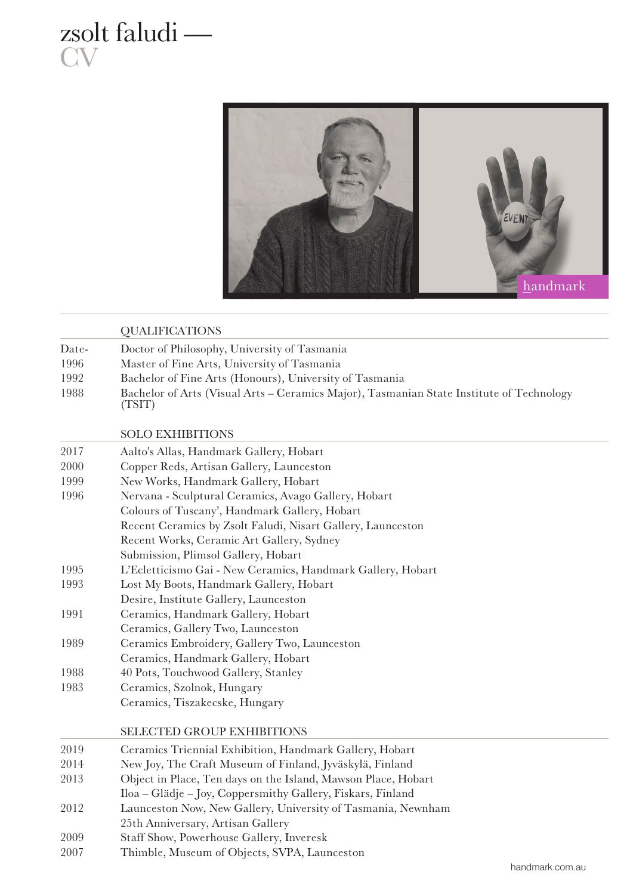# zsolt faludi — CV

handmark

## QUALIFICATIONS

| | |
|---|---|
| Date- | Doctor of Philosophy, University of Tasmania |
| 1996 | Master of Fine Arts, University of Tasmania |
| 1992 | Bachelor of Fine Arts (Honours), University of Tasmania |
| 1988 | Bachelor of Arts (Visual Arts – Ceramics Major), Tasmanian State Institute of Technology (TSIT) |

## SOLO EXHIBITIONS

| | |
|---|---|
| 2017 | Aalto's Allas, Handmark Gallery, Hobart |
| 2000 | Copper Reds, Artisan Gallery, Launceston |
| 1999 | New Works, Handmark Gallery, Hobart |
| 1996 | Nervana - Sculptural Ceramics, Avago Gallery, Hobart |
| | Colours of Tuscany', Handmark Gallery, Hobart |
| | Recent Ceramics by Zsolt Faludi, Nisart Gallery, Launceston |
| | Recent Works, Ceramic Art Gallery, Sydney |
| | Submission, Plimsol Gallery, Hobart |
| 1995 | L'Ecletticismo Gai - New Ceramics, Handmark Gallery, Hobart |
| 1993 | Lost My Boots, Handmark Gallery, Hobart |
| | Desire, Institute Gallery, Launceston |
| 1991 | Ceramics, Handmark Gallery, Hobart |
| | Ceramics, Gallery Two, Launceston |
| 1989 | Ceramics Embroidery, Gallery Two, Launceston |
| | Ceramics, Handmark Gallery, Hobart |
| 1988 | 40 Pots, Touchwood Gallery, Stanley |
| 1983 | Ceramics, Szolnok, Hungary |
| | Ceramics, Tiszakecske, Hungary |

## SELECTED GROUP EXHIBITIONS

| | |
|---|---|
| 2019 | Ceramics Triennial Exhibition, Handmark Gallery, Hobart |
| 2014 | New Joy, The Craft Museum of Finland, Jyväskylä, Finland |
| 2013 | Object in Place, Ten days on the Island, Mawson Place, Hobart |
| | Iloa – Glädje – Joy, Coppersmithy Gallery, Fiskars, Finland |
| 2012 | Launceston Now, New Gallery, University of Tasmania, Newnham |
| | 25th Anniversary, Artisan Gallery |
| 2009 | Staff Show, Powerhouse Gallery, Inveresk |
| 2007 | Thimble, Museum of Objects, SVPA, Launceston |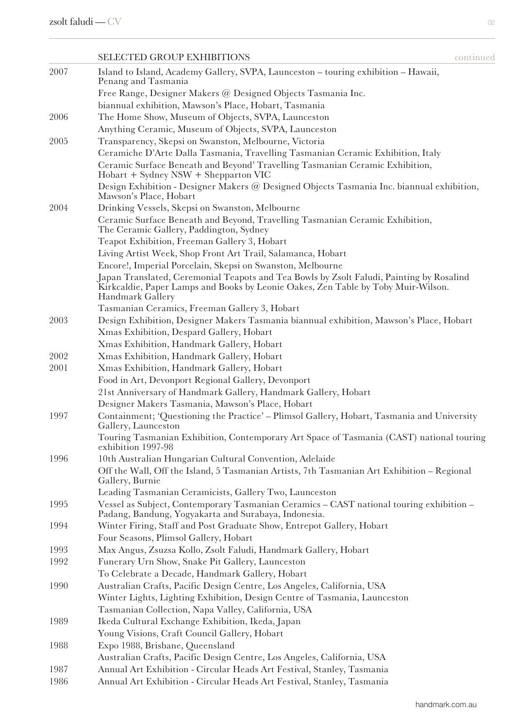## SELECTED GROUP EXHIBITIONS continued

| | |
|---|---|
| 2007 | Island to Island, Academy Gallery, SVPA, Launceston – touring exhibition – Hawaii, Penang and Tasmania |
| | Free Range, Designer Makers @ Designed Objects Tasmania Inc. |
| | biannual exhibition, Mawson's Place, Hobart, Tasmania |
| 2006 | The Home Show, Museum of Objects, SVPA, Launceston |
| | Anything Ceramic, Museum of Objects, SVPA, Launceston |
| 2005 | Transparency, Skepsi on Swanston, Melbourne, Victoria |
| | Ceramiche D'Arte Dalla Tasmania, Travelling Tasmanian Ceramic Exhibition, Italy |
| | Ceramic Surface Beneath and Beyond' Travelling Tasmanian Ceramic Exhibition, Hobart + Sydney NSW + Shepparton VIC |
| | Design Exhibition - Designer Makers @ Designed Objects Tasmania Inc. biannual exhibition, Mawson's Place, Hobart |
| 2004 | Drinking Vessels, Skepsi on Swanston, Melbourne |
| | Ceramic Surface Beneath and Beyond, Travelling Tasmanian Ceramic Exhibition, The Ceramic Gallery, Paddington, Sydney |
| | Teapot Exhibition, Freeman Gallery 3, Hobart |
| | Living Artist Week, Shop Front Art Trail, Salamanca, Hobart |
| | Encore!, Imperial Porcelain, Skepsi on Swanston, Melbourne |
| | Japan Translated, Ceremonial Teapots and Tea Bowls by Zsolt Faludi, Painting by Rosalind Kirkcaldie, Paper Lamps and Books by Leonie Oakes, Zen Table by Toby Muir-Wilson. Handmark Gallery |
| | Tasmanian Ceramics, Freeman Gallery 3, Hobart |
| 2003 | Design Exhibition, Designer Makers Tasmania biannual exhibition, Mawson's Place, Hobart |
| | Xmas Exhibition, Despard Gallery, Hobart |
| | Xmas Exhibition, Handmark Gallery, Hobart |
| 2002 | Xmas Exhibition, Handmark Gallery, Hobart |
| 2001 | Xmas Exhibition, Handmark Gallery, Hobart |
| | Food in Art, Devonport Regional Gallery, Devonport |
| | 21st Anniversary of Handmark Gallery, Handmark Gallery, Hobart |
| | Designer Makers Tasmania, Mawson's Place, Hobart |
| 1997 | Containment; 'Questioning the Practice' – Plimsol Gallery, Hobart, Tasmania and University Gallery, Launceston |
| | Touring Tasmanian Exhibition, Contemporary Art Space of Tasmania (CAST) national touring exhibition 1997-98 |
| 1996 | 10th Australian Hungarian Cultural Convention, Adelaide |
| | Off the Wall, Off the Island, 5 Tasmanian Artists, 7th Tasmanian Art Exhibition – Regional Gallery, Burnie |
| | Leading Tasmanian Ceramicists, Gallery Two, Launceston |
| 1995 | Vessel as Subject, Contemporary Tasmanian Ceramics – CAST national touring exhibition – Padang, Bandung, Yogyakarta and Surabaya, Indonesia. |
| 1994 | Winter Firing, Staff and Post Graduate Show, Entrepot Gallery, Hobart |
| | Four Seasons, Plimsol Gallery, Hobart |
| 1993 | Max Angus, Zsuzsa Kollo, Zsolt Faludi, Handmark Gallery, Hobart |
| 1992 | Funerary Urn Show, Snake Pit Gallery, Launceston |
| | To Celebrate a Decade, Handmark Gallery, Hobart |
| 1990 | Australian Crafts, Pacific Design Centre, Los Angeles, California, USA |
| | Winter Lights, Lighting Exhibition, Design Centre of Tasmania, Launceston |
| | Tasmanian Collection, Napa Valley, California, USA |
| 1989 | Ikeda Cultural Exchange Exhibition, Ikeda, Japan |
| | Young Visions, Craft Council Gallery, Hobart |
| 1988 | Expo 1988, Brisbane, Queensland |
| | Australian Crafts, Pacific Design Centre, Los Angeles, California, USA |
| 1987 | Annual Art Exhibition - Circular Heads Art Festival, Stanley, Tasmania |
| 1986 | Annual Art Exhibition - Circular Heads Art Festival, Stanley, Tasmania |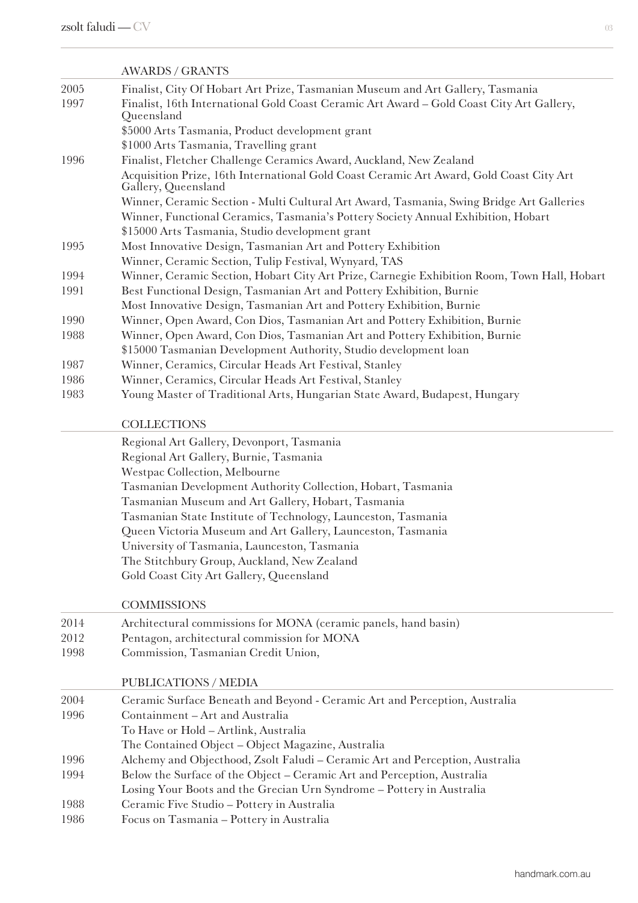## AWARDS / GRANTS

| | |
|---|---|
| 2005 | Finalist, City Of Hobart Art Prize, Tasmanian Museum and Art Gallery, Tasmania |
| 1997 | Finalist, 16th International Gold Coast Ceramic Art Award – Gold Coast City Art Gallery, Queensland |
| | $5000 Arts Tasmania, Product development grant |
| | $1000 Arts Tasmania, Travelling grant |
| 1996 | Finalist, Fletcher Challenge Ceramics Award, Auckland, New Zealand |
| | Acquisition Prize, 16th International Gold Coast Ceramic Art Award, Gold Coast City Art Gallery, Queensland |
| | Winner, Ceramic Section - Multi Cultural Art Award, Tasmania, Swing Bridge Art Galleries |
| | Winner, Functional Ceramics, Tasmania's Pottery Society Annual Exhibition, Hobart |
| | $15000 Arts Tasmania, Studio development grant |
| 1995 | Most Innovative Design, Tasmanian Art and Pottery Exhibition |
| | Winner, Ceramic Section, Tulip Festival, Wynyard, TAS |
| 1994 | Winner, Ceramic Section, Hobart City Art Prize, Carnegie Exhibition Room, Town Hall, Hobart |
| 1991 | Best Functional Design, Tasmanian Art and Pottery Exhibition, Burnie |
| | Most Innovative Design, Tasmanian Art and Pottery Exhibition, Burnie |
| 1990 | Winner, Open Award, Con Dios, Tasmanian Art and Pottery Exhibition, Burnie |
| 1988 | Winner, Open Award, Con Dios, Tasmanian Art and Pottery Exhibition, Burnie |
| | $15000 Tasmanian Development Authority, Studio development loan |
| 1987 | Winner, Ceramics, Circular Heads Art Festival, Stanley |
| 1986 | Winner, Ceramics, Circular Heads Art Festival, Stanley |
| 1983 | Young Master of Traditional Arts, Hungarian State Award, Budapest, Hungary |

## COLLECTIONS

Regional Art Gallery, Devonport, Tasmania
Regional Art Gallery, Burnie, Tasmania
Westpac Collection, Melbourne
Tasmanian Development Authority Collection, Hobart, Tasmania
Tasmanian Museum and Art Gallery, Hobart, Tasmania
Tasmanian State Institute of Technology, Launceston, Tasmania
Queen Victoria Museum and Art Gallery, Launceston, Tasmania
University of Tasmania, Launceston, Tasmania
The Stitchbury Group, Auckland, New Zealand
Gold Coast City Art Gallery, Queensland

## COMMISSIONS

| | |
|---|---|
| 2014 | Architectural commissions for MONA (ceramic panels, hand basin) |
| 2012 | Pentagon, architectural commission for MONA |
| 1998 | Commission, Tasmanian Credit Union, |

## PUBLICATIONS / MEDIA

| | |
|---|---|
| 2004 | Ceramic Surface Beneath and Beyond - Ceramic Art and Perception, Australia |
| 1996 | Containment – Art and Australia |
| | To Have or Hold – Artlink, Australia |
| | The Contained Object – Object Magazine, Australia |
| 1996 | Alchemy and Objecthood, Zsolt Faludi – Ceramic Art and Perception, Australia |
| 1994 | Below the Surface of the Object – Ceramic Art and Perception, Australia |
| | Losing Your Boots and the Grecian Urn Syndrome – Pottery in Australia |
| 1988 | Ceramic Five Studio – Pottery in Australia |
| 1986 | Focus on Tasmania – Pottery in Australia |